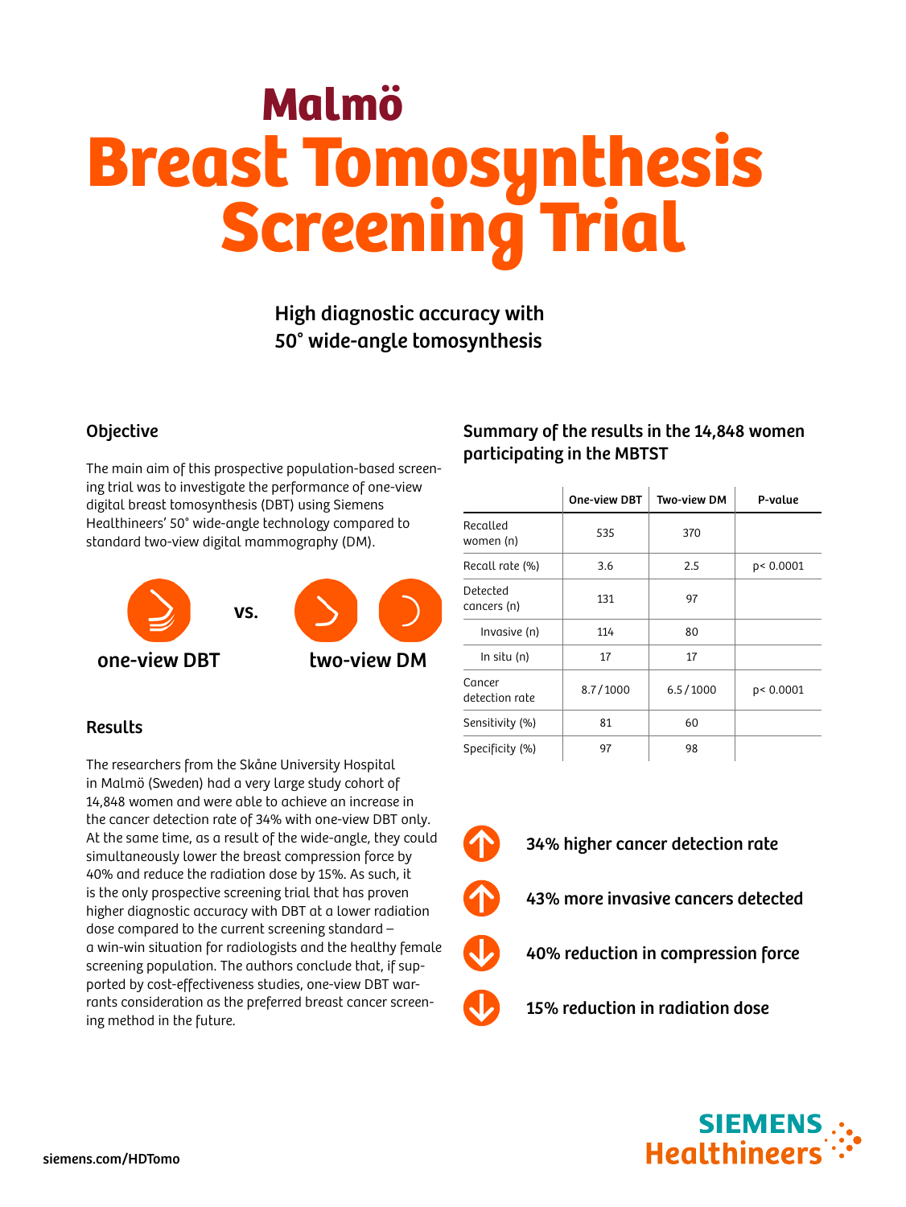# Malmö
# Breast Tomosynthesis Screening Trial

### High diagnostic accuracy with 50° wide-angle tomosynthesis

## Objective

The main aim of this prospective population-based screening trial was to investigate the performance of one-view digital breast tomosynthesis (DBT) using Siemens Healthineers' 50° wide-angle technology compared to standard two-view digital mammography (DM).

one-view DBT vs. two-view DM

## Results

The researchers from the Skåne University Hospital in Malmö (Sweden) had a very large study cohort of 14,848 women and were able to achieve an increase in the cancer detection rate of 34% with one-view DBT only. At the same time, as a result of the wide-angle, they could simultaneously lower the breast compression force by 40% and reduce the radiation dose by 15%. As such, it is the only prospective screening trial that has proven higher diagnostic accuracy with DBT at a lower radiation dose compared to the current screening standard – a win-win situation for radiologists and the healthy female screening population. The authors conclude that, if supported by cost-effectiveness studies, one-view DBT warrants consideration as the preferred breast cancer screening method in the future.

## Summary of the results in the 14,848 women participating in the MBTST

| | One-view DBT | Two-view DM | P-value |
|---|---|---|---|
| Recalled women (n) | 535 | 370 | |
| Recall rate (%) | 3.6 | 2.5 | p< 0.0001 |
| Detected cancers (n) | 131 | 97 | |
| Invasive (n) | 114 | 80 | |
| In situ (n) | 17 | 17 | |
| Cancer detection rate | 8.7 / 1000 | 6.5 / 1000 | p< 0.0001 |
| Sensitivity (%) | 81 | 60 | |
| Specificity (%) | 97 | 98 | |

- **34% higher cancer detection rate**
- **43% more invasive cancers detected**
- **40% reduction in compression force**
- **15% reduction in radiation dose**

siemens.com/HDTomo

SIEMENS Healthineers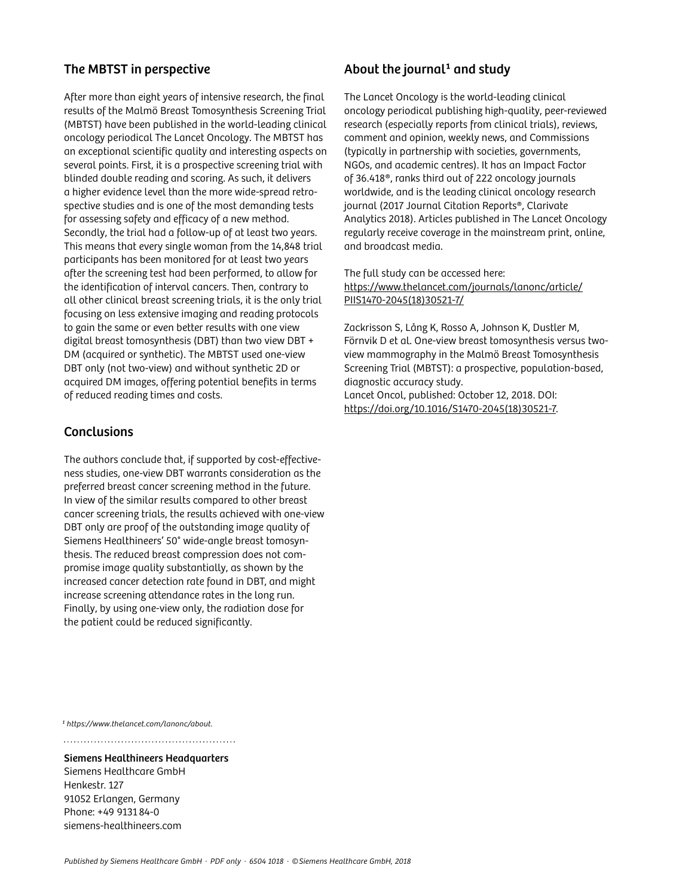## The MBTST in perspective

After more than eight years of intensive research, the final results of the Malmö Breast Tomosynthesis Screening Trial (MBTST) have been published in the world-leading clinical oncology periodical The Lancet Oncology. The MBTST has an exceptional scientific quality and interesting aspects on several points. First, it is a prospective screening trial with blinded double reading and scoring. As such, it delivers a higher evidence level than the more wide-spread retrospective studies and is one of the most demanding tests for assessing safety and efficacy of a new method. Secondly, the trial had a follow-up of at least two years. This means that every single woman from the 14,848 trial participants has been monitored for at least two years after the screening test had been performed, to allow for the identification of interval cancers. Then, contrary to all other clinical breast screening trials, it is the only trial focusing on less extensive imaging and reading protocols to gain the same or even better results with one view digital breast tomosynthesis (DBT) than two view DBT + DM (acquired or synthetic). The MBTST used one-view DBT only (not two-view) and without synthetic 2D or acquired DM images, offering potential benefits in terms of reduced reading times and costs.

## Conclusions

The authors conclude that, if supported by cost-effectiveness studies, one-view DBT warrants consideration as the preferred breast cancer screening method in the future. In view of the similar results compared to other breast cancer screening trials, the results achieved with one-view DBT only are proof of the outstanding image quality of Siemens Healthineers' 50° wide-angle breast tomosynthesis. The reduced breast compression does not compromise image quality substantially, as shown by the increased cancer detection rate found in DBT, and might increase screening attendance rates in the long run. Finally, by using one-view only, the radiation dose for the patient could be reduced significantly.

## About the journal[1] and study

The Lancet Oncology is the world-leading clinical oncology periodical publishing high-quality, peer-reviewed research (especially reports from clinical trials), reviews, comment and opinion, weekly news, and Commissions (typically in partnership with societies, governments, NGOs, and academic centres). It has an Impact Factor of 36.418®, ranks third out of 222 oncology journals worldwide, and is the leading clinical oncology research journal (2017 Journal Citation Reports®, Clarivate Analytics 2018). Articles published in The Lancet Oncology regularly receive coverage in the mainstream print, online, and broadcast media.

The full study can be accessed here:
https://www.thelancet.com/journals/lanonc/article/PIIS1470-2045(18)30521-7/

Zackrisson S, Lång K, Rosso A, Johnson K, Dustler M, Förnvik D et al. One-view breast tomosynthesis versus two-view mammography in the Malmö Breast Tomosynthesis Screening Trial (MBTST): a prospective, population-based, diagnostic accuracy study.
Lancet Oncol, published: October 12, 2018. DOI: https://doi.org/10.1016/S1470-2045(18)30521-7.

*[1] https://www.thelancet.com/lanonc/about.*

**Siemens Healthineers Headquarters**
Siemens Healthcare GmbH
Henkestr. 127
91052 Erlangen, Germany
Phone: +49 9131 84-0
siemens-healthineers.com

*Published by Siemens Healthcare GmbH · PDF only · 6504 1018 · © Siemens Healthcare GmbH, 2018*